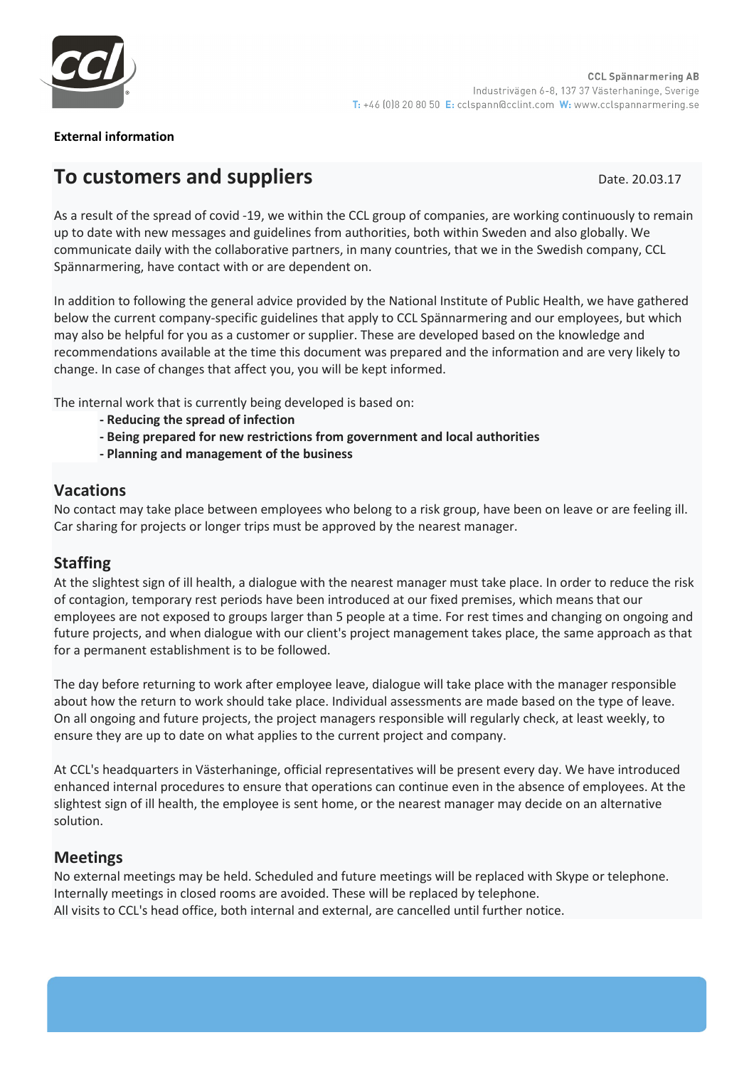CCL Spännarmering AB
Industrivägen 6-8, 137 37 Västerhaninge, Sverige
T: +46 (0)8 20 80 50 E: cclspann@cclint.com W: www.cclspannarmering.se

**External information**

# To customers and suppliers

Date. 20.03.17

As a result of the spread of covid -19, we within the CCL group of companies, are working continuously to remain up to date with new messages and guidelines from authorities, both within Sweden and also globally. We communicate daily with the collaborative partners, in many countries, that we in the Swedish company, CCL Spännarmering, have contact with or are dependent on.

In addition to following the general advice provided by the National Institute of Public Health, we have gathered below the current company-specific guidelines that apply to CCL Spännarmering and our employees, but which may also be helpful for you as a customer or supplier. These are developed based on the knowledge and recommendations available at the time this document was prepared and the information and are very likely to change. In case of changes that affect you, you will be kept informed.

The internal work that is currently being developed is based on:

- **Reducing the spread of infection**
- **Being prepared for new restrictions from government and local authorities**
- **Planning and management of the business**

## Vacations

No contact may take place between employees who belong to a risk group, have been on leave or are feeling ill. Car sharing for projects or longer trips must be approved by the nearest manager.

## Staffing

At the slightest sign of ill health, a dialogue with the nearest manager must take place. In order to reduce the risk of contagion, temporary rest periods have been introduced at our fixed premises, which means that our employees are not exposed to groups larger than 5 people at a time. For rest times and changing on ongoing and future projects, and when dialogue with our client's project management takes place, the same approach as that for a permanent establishment is to be followed.

The day before returning to work after employee leave, dialogue will take place with the manager responsible about how the return to work should take place. Individual assessments are made based on the type of leave. On all ongoing and future projects, the project managers responsible will regularly check, at least weekly, to ensure they are up to date on what applies to the current project and company.

At CCL's headquarters in Västerhaninge, official representatives will be present every day. We have introduced enhanced internal procedures to ensure that operations can continue even in the absence of employees. At the slightest sign of ill health, the employee is sent home, or the nearest manager may decide on an alternative solution.

## Meetings

No external meetings may be held. Scheduled and future meetings will be replaced with Skype or telephone. Internally meetings in closed rooms are avoided. These will be replaced by telephone.
All visits to CCL's head office, both internal and external, are cancelled until further notice.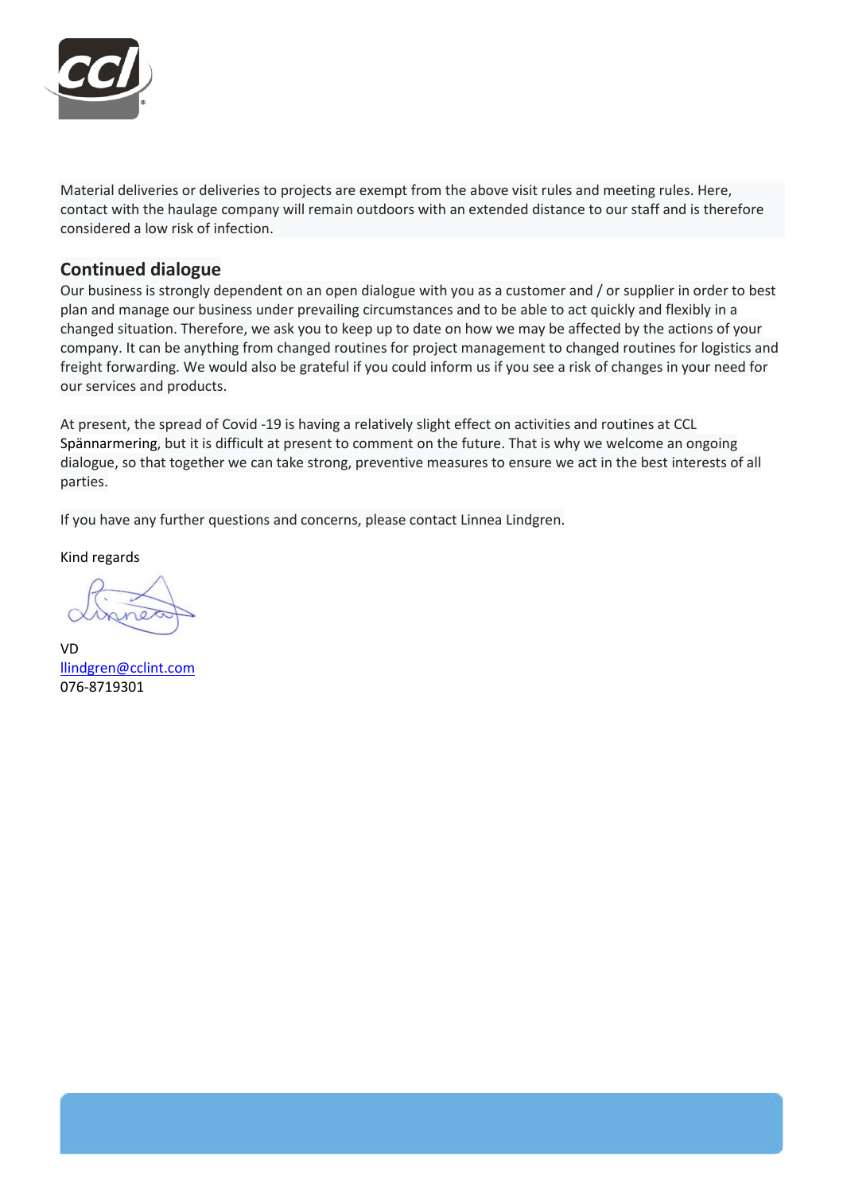Material deliveries or deliveries to projects are exempt from the above visit rules and meeting rules. Here, contact with the haulage company will remain outdoors with an extended distance to our staff and is therefore considered a low risk of infection.

## Continued dialogue

Our business is strongly dependent on an open dialogue with you as a customer and / or supplier in order to best plan and manage our business under prevailing circumstances and to be able to act quickly and flexibly in a changed situation. Therefore, we ask you to keep up to date on how we may be affected by the actions of your company. It can be anything from changed routines for project management to changed routines for logistics and freight forwarding. We would also be grateful if you could inform us if you see a risk of changes in your need for our services and products.

At present, the spread of Covid -19 is having a relatively slight effect on activities and routines at CCL Spännarmering, but it is difficult at present to comment on the future. That is why we welcome an ongoing dialogue, so that together we can take strong, preventive measures to ensure we act in the best interests of all parties.

If you have any further questions and concerns, please contact Linnea Lindgren.

Kind regards

VD
llindgren@cclint.com
076-8719301